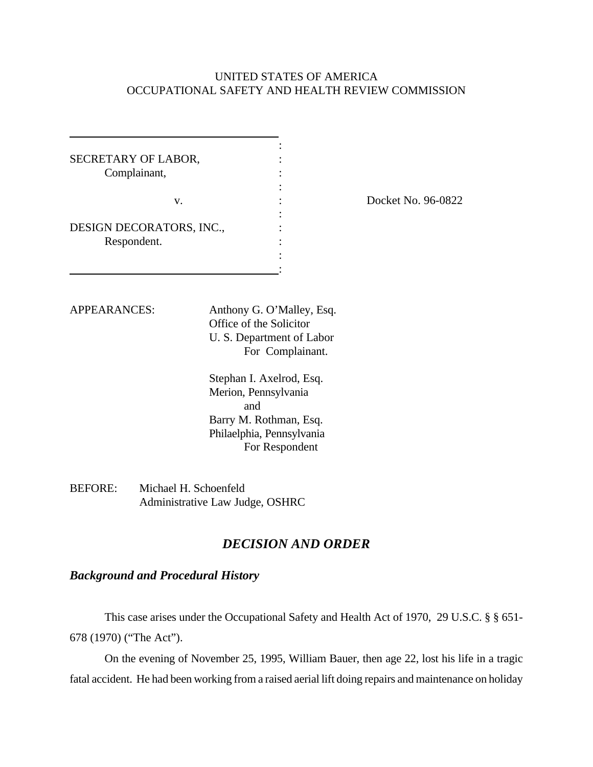UNITED STATES OF AMERICA
OCCUPATIONAL SAFETY AND HEALTH REVIEW COMMISSION

| | | |
|---|---|---|
| SECRETARY OF LABOR, Complainant, | : | |
| v. | : | Docket No. 96-0822 |
| DESIGN DECORATORS, INC., Respondent. | : | |

APPEARANCES: Anthony G. O'Malley, Esq.
Office of the Solicitor
U. S. Department of Labor
For Complainant.

Stephan I. Axelrod, Esq.
Merion, Pennsylvania
and
Barry M. Rothman, Esq.
Philaelphia, Pennsylvania
For Respondent

BEFORE: Michael H. Schoenfeld
Administrative Law Judge, OSHRC

## *DECISION AND ORDER*

### *Background and Procedural History*

This case arises under the Occupational Safety and Health Act of 1970, 29 U.S.C. § § 651-678 (1970) ("The Act").

On the evening of November 25, 1995, William Bauer, then age 22, lost his life in a tragic fatal accident. He had been working from a raised aerial lift doing repairs and maintenance on holiday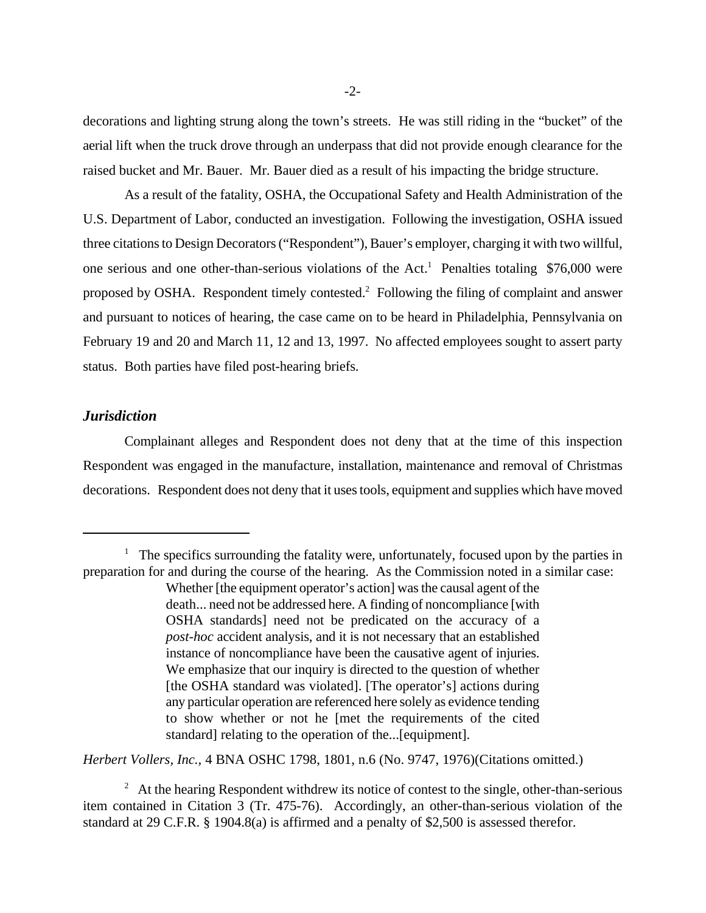decorations and lighting strung along the town's streets. He was still riding in the "bucket" of the aerial lift when the truck drove through an underpass that did not provide enough clearance for the raised bucket and Mr. Bauer. Mr. Bauer died as a result of his impacting the bridge structure.

As a result of the fatality, OSHA, the Occupational Safety and Health Administration of the U.S. Department of Labor, conducted an investigation. Following the investigation, OSHA issued three citations to Design Decorators ("Respondent"), Bauer's employer, charging it with two willful, one serious and one other-than-serious violations of the Act.[1] Penalties totaling $76,000 were proposed by OSHA. Respondent timely contested.[2] Following the filing of complaint and answer and pursuant to notices of hearing, the case came on to be heard in Philadelphia, Pennsylvania on February 19 and 20 and March 11, 12 and 13, 1997. No affected employees sought to assert party status. Both parties have filed post-hearing briefs.

### *Jurisdiction*

Complainant alleges and Respondent does not deny that at the time of this inspection Respondent was engaged in the manufacture, installation, maintenance and removal of Christmas decorations. Respondent does not deny that it uses tools, equipment and supplies which have moved

---

[1] The specifics surrounding the fatality were, unfortunately, focused upon by the parties in preparation for and during the course of the hearing. As the Commission noted in a similar case:

> Whether [the equipment operator's action] was the causal agent of the death... need not be addressed here. A finding of noncompliance [with OSHA standards] need not be predicated on the accuracy of a *post-hoc* accident analysis, and it is not necessary that an established instance of noncompliance have been the causative agent of injuries. We emphasize that our inquiry is directed to the question of whether [the OSHA standard was violated]. [The operator's] actions during any particular operation are referenced here solely as evidence tending to show whether or not he [met the requirements of the cited standard] relating to the operation of the...[equipment].

*Herbert Vollers, Inc.*, 4 BNA OSHC 1798, 1801, n.6 (No. 9747, 1976)(Citations omitted.)

[2] At the hearing Respondent withdrew its notice of contest to the single, other-than-serious item contained in Citation 3 (Tr. 475-76). Accordingly, an other-than-serious violation of the standard at 29 C.F.R. § 1904.8(a) is affirmed and a penalty of $2,500 is assessed therefor.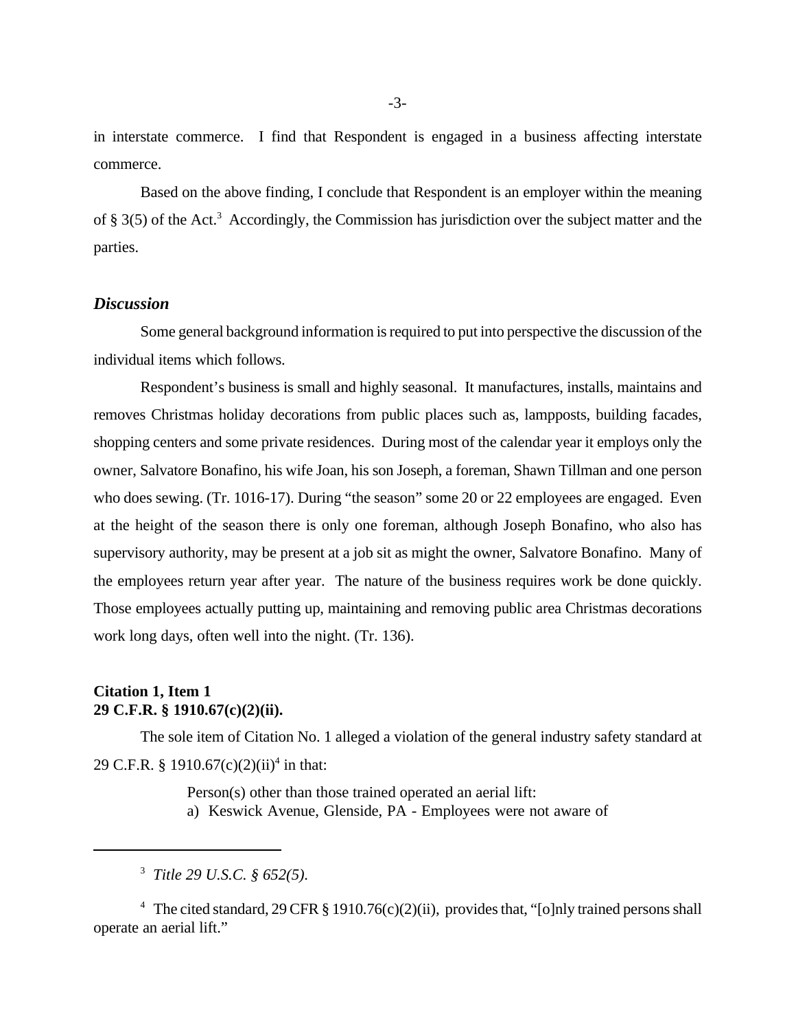in interstate commerce. I find that Respondent is engaged in a business affecting interstate commerce.

Based on the above finding, I conclude that Respondent is an employer within the meaning of § 3(5) of the Act.[3] Accordingly, the Commission has jurisdiction over the subject matter and the parties.

## *Discussion*

Some general background information is required to put into perspective the discussion of the individual items which follows.

Respondent's business is small and highly seasonal. It manufactures, installs, maintains and removes Christmas holiday decorations from public places such as, lampposts, building facades, shopping centers and some private residences. During most of the calendar year it employs only the owner, Salvatore Bonafino, his wife Joan, his son Joseph, a foreman, Shawn Tillman and one person who does sewing. (Tr. 1016-17). During "the season" some 20 or 22 employees are engaged. Even at the height of the season there is only one foreman, although Joseph Bonafino, who also has supervisory authority, may be present at a job sit as might the owner, Salvatore Bonafino. Many of the employees return year after year. The nature of the business requires work be done quickly. Those employees actually putting up, maintaining and removing public area Christmas decorations work long days, often well into the night. (Tr. 136).

**Citation 1, Item 1**
**29 C.F.R. § 1910.67(c)(2)(ii).**

The sole item of Citation No. 1 alleged a violation of the general industry safety standard at 29 C.F.R. § 1910.67(c)(2)(ii)[4] in that:

> Person(s) other than those trained operated an aerial lift:
> a) Keswick Avenue, Glenside, PA - Employees were not aware of

---

[3] *Title 29 U.S.C. § 652(5).*

[4] The cited standard, 29 CFR § 1910.76(c)(2)(ii), provides that, "[o]nly trained persons shall operate an aerial lift."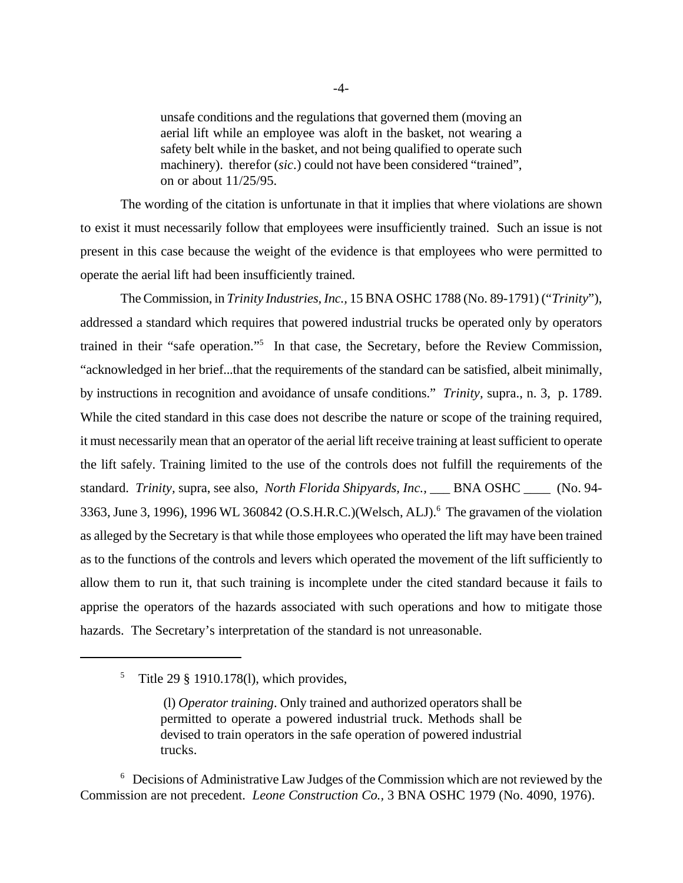> unsafe conditions and the regulations that governed them (moving an aerial lift while an employee was aloft in the basket, not wearing a safety belt while in the basket, and not being qualified to operate such machinery). therefor (*sic*.) could not have been considered "trained", on or about 11/25/95.

The wording of the citation is unfortunate in that it implies that where violations are shown to exist it must necessarily follow that employees were insufficiently trained. Such an issue is not present in this case because the weight of the evidence is that employees who were permitted to operate the aerial lift had been insufficiently trained.

The Commission, in *Trinity Industries, Inc.,* 15 BNA OSHC 1788 (No. 89-1791) ("*Trinity*"), addressed a standard which requires that powered industrial trucks be operated only by operators trained in their "safe operation."[5] In that case, the Secretary, before the Review Commission, "acknowledged in her brief...that the requirements of the standard can be satisfied, albeit minimally, by instructions in recognition and avoidance of unsafe conditions." *Trinity*, supra., n. 3, p. 1789. While the cited standard in this case does not describe the nature or scope of the training required, it must necessarily mean that an operator of the aerial lift receive training at least sufficient to operate the lift safely. Training limited to the use of the controls does not fulfill the requirements of the standard. *Trinity*, supra, see also, *North Florida Shipyards, Inc.,* ___ BNA OSHC ____ (No. 94-3363, June 3, 1996), 1996 WL 360842 (O.S.H.R.C.)(Welsch, ALJ).[6] The gravamen of the violation as alleged by the Secretary is that while those employees who operated the lift may have been trained as to the functions of the controls and levers which operated the movement of the lift sufficiently to allow them to run it, that such training is incomplete under the cited standard because it fails to apprise the operators of the hazards associated with such operations and how to mitigate those hazards. The Secretary's interpretation of the standard is not unreasonable.

---

[5] Title 29 § 1910.178(l), which provides,

> (l) *Operator training*. Only trained and authorized operators shall be permitted to operate a powered industrial truck. Methods shall be devised to train operators in the safe operation of powered industrial trucks.

[6] Decisions of Administrative Law Judges of the Commission which are not reviewed by the Commission are not precedent. *Leone Construction Co.,* 3 BNA OSHC 1979 (No. 4090, 1976).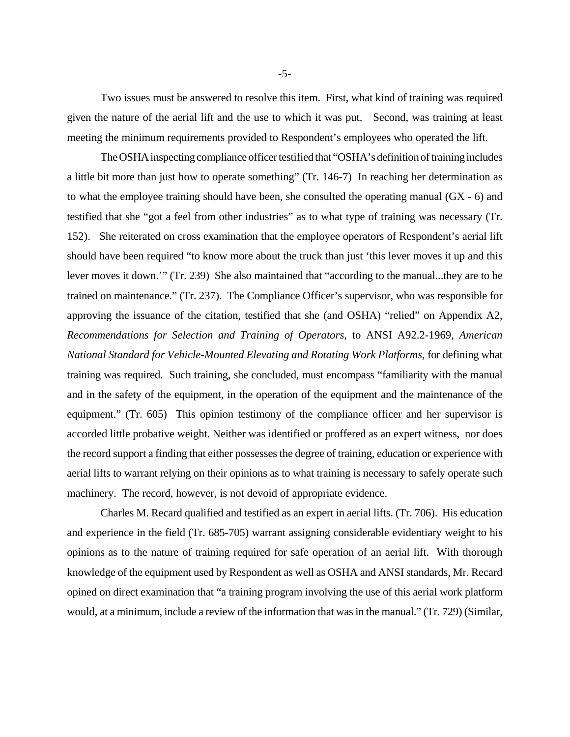Two issues must be answered to resolve this item. First, what kind of training was required given the nature of the aerial lift and the use to which it was put. Second, was training at least meeting the minimum requirements provided to Respondent's employees who operated the lift.

The OSHA inspecting compliance officer testified that "OSHA's definition of training includes a little bit more than just how to operate something" (Tr. 146-7) In reaching her determination as to what the employee training should have been, she consulted the operating manual (GX - 6) and testified that she "got a feel from other industries" as to what type of training was necessary (Tr. 152). She reiterated on cross examination that the employee operators of Respondent's aerial lift should have been required "to know more about the truck than just 'this lever moves it up and this lever moves it down.'" (Tr. 239) She also maintained that "according to the manual...they are to be trained on maintenance." (Tr. 237). The Compliance Officer's supervisor, who was responsible for approving the issuance of the citation, testified that she (and OSHA) "relied" on Appendix A2, *Recommendations for Selection and Training of Operators*, to ANSI A92.2-1969, *American National Standard for Vehicle-Mounted Elevating and Rotating Work Platforms*, for defining what training was required. Such training, she concluded, must encompass "familiarity with the manual and in the safety of the equipment, in the operation of the equipment and the maintenance of the equipment." (Tr. 605) This opinion testimony of the compliance officer and her supervisor is accorded little probative weight. Neither was identified or proffered as an expert witness, nor does the record support a finding that either possesses the degree of training, education or experience with aerial lifts to warrant relying on their opinions as to what training is necessary to safely operate such machinery. The record, however, is not devoid of appropriate evidence.

Charles M. Recard qualified and testified as an expert in aerial lifts. (Tr. 706). His education and experience in the field (Tr. 685-705) warrant assigning considerable evidentiary weight to his opinions as to the nature of training required for safe operation of an aerial lift. With thorough knowledge of the equipment used by Respondent as well as OSHA and ANSI standards, Mr. Recard opined on direct examination that "a training program involving the use of this aerial work platform would, at a minimum, include a review of the information that was in the manual." (Tr. 729) (Similar,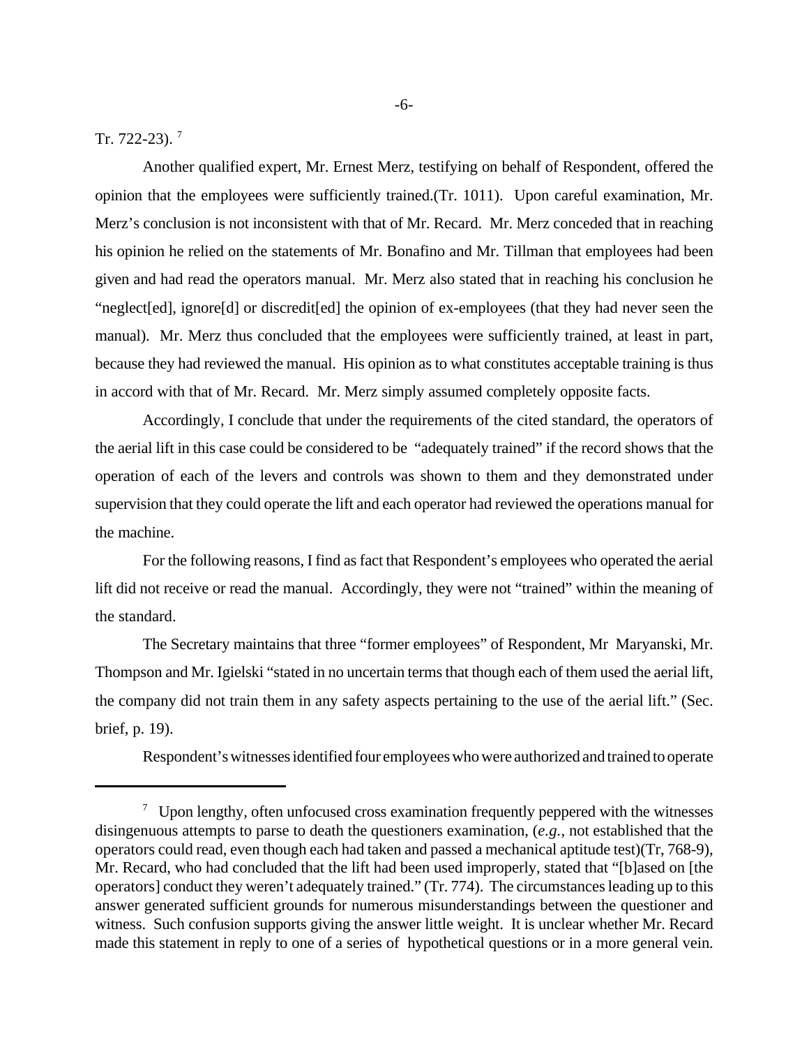Tr. 722-23). [7]

Another qualified expert, Mr. Ernest Merz, testifying on behalf of Respondent, offered the opinion that the employees were sufficiently trained.(Tr. 1011). Upon careful examination, Mr. Merz's conclusion is not inconsistent with that of Mr. Recard. Mr. Merz conceded that in reaching his opinion he relied on the statements of Mr. Bonafino and Mr. Tillman that employees had been given and had read the operators manual. Mr. Merz also stated that in reaching his conclusion he "neglect[ed], ignore[d] or discredit[ed] the opinion of ex-employees (that they had never seen the manual). Mr. Merz thus concluded that the employees were sufficiently trained, at least in part, because they had reviewed the manual. His opinion as to what constitutes acceptable training is thus in accord with that of Mr. Recard. Mr. Merz simply assumed completely opposite facts.

Accordingly, I conclude that under the requirements of the cited standard, the operators of the aerial lift in this case could be considered to be "adequately trained" if the record shows that the operation of each of the levers and controls was shown to them and they demonstrated under supervision that they could operate the lift and each operator had reviewed the operations manual for the machine.

For the following reasons, I find as fact that Respondent's employees who operated the aerial lift did not receive or read the manual. Accordingly, they were not "trained" within the meaning of the standard.

The Secretary maintains that three "former employees" of Respondent, Mr Maryanski, Mr. Thompson and Mr. Igielski "stated in no uncertain terms that though each of them used the aerial lift, the company did not train them in any safety aspects pertaining to the use of the aerial lift." (Sec. brief, p. 19).

Respondent's witnesses identified four employees who were authorized and trained to operate

---

[7] Upon lengthy, often unfocused cross examination frequently peppered with the witnesses disingenuous attempts to parse to death the questioners examination, (*e.g.*, not established that the operators could read, even though each had taken and passed a mechanical aptitude test)(Tr, 768-9), Mr. Recard, who had concluded that the lift had been used improperly, stated that "[b]ased on [the operators] conduct they weren't adequately trained." (Tr. 774). The circumstances leading up to this answer generated sufficient grounds for numerous misunderstandings between the questioner and witness. Such confusion supports giving the answer little weight. It is unclear whether Mr. Recard made this statement in reply to one of a series of hypothetical questions or in a more general vein.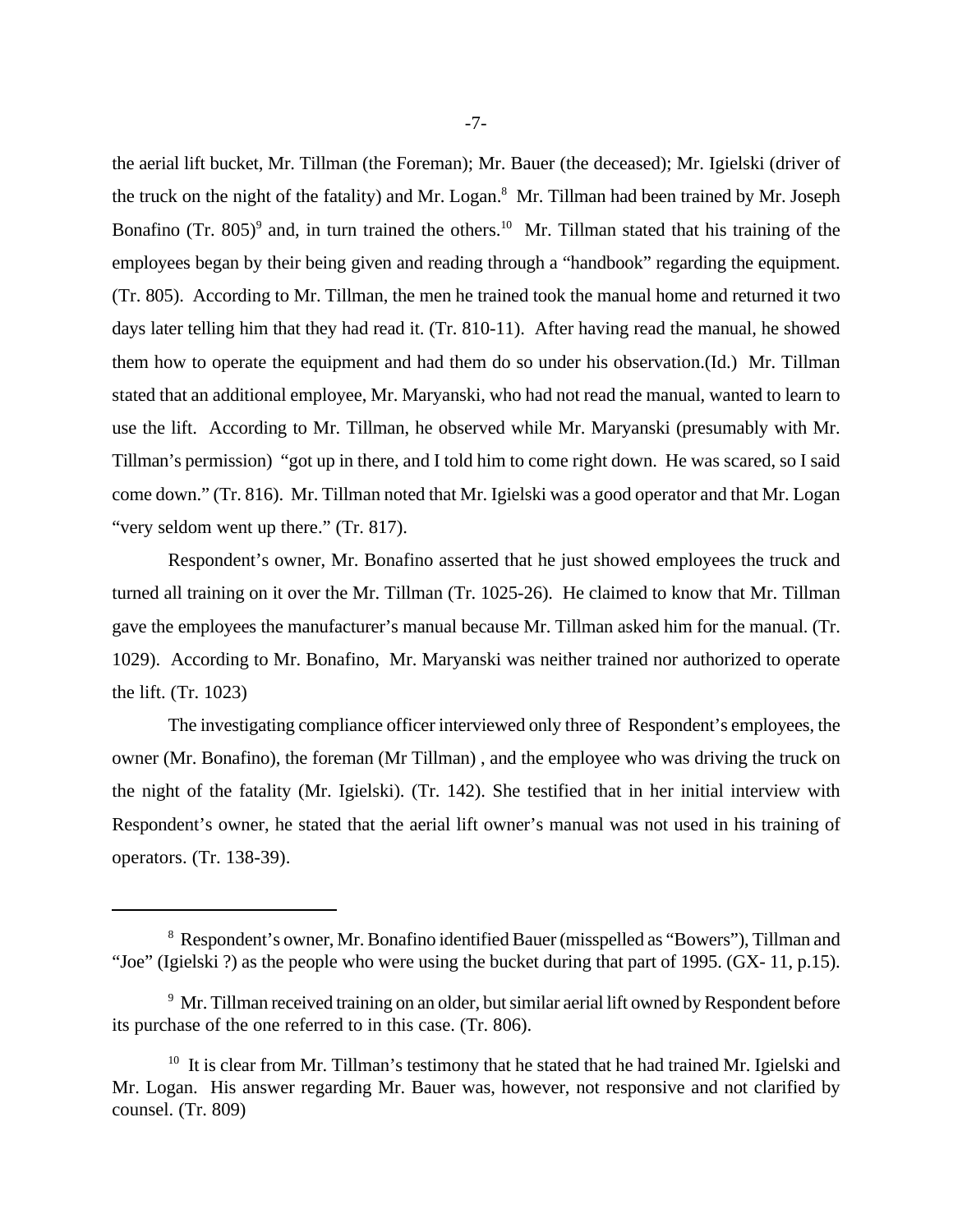the aerial lift bucket, Mr. Tillman (the Foreman); Mr. Bauer (the deceased); Mr. Igielski (driver of the truck on the night of the fatality) and Mr. Logan.[8] Mr. Tillman had been trained by Mr. Joseph Bonafino (Tr. 805)[9] and, in turn trained the others.[10] Mr. Tillman stated that his training of the employees began by their being given and reading through a "handbook" regarding the equipment. (Tr. 805). According to Mr. Tillman, the men he trained took the manual home and returned it two days later telling him that they had read it. (Tr. 810-11). After having read the manual, he showed them how to operate the equipment and had them do so under his observation.(Id.) Mr. Tillman stated that an additional employee, Mr. Maryanski, who had not read the manual, wanted to learn to use the lift. According to Mr. Tillman, he observed while Mr. Maryanski (presumably with Mr. Tillman's permission) "got up in there, and I told him to come right down. He was scared, so I said come down." (Tr. 816). Mr. Tillman noted that Mr. Igielski was a good operator and that Mr. Logan "very seldom went up there." (Tr. 817).

Respondent's owner, Mr. Bonafino asserted that he just showed employees the truck and turned all training on it over the Mr. Tillman (Tr. 1025-26). He claimed to know that Mr. Tillman gave the employees the manufacturer's manual because Mr. Tillman asked him for the manual. (Tr. 1029). According to Mr. Bonafino, Mr. Maryanski was neither trained nor authorized to operate the lift. (Tr. 1023)

The investigating compliance officer interviewed only three of Respondent's employees, the owner (Mr. Bonafino), the foreman (Mr Tillman) , and the employee who was driving the truck on the night of the fatality (Mr. Igielski). (Tr. 142). She testified that in her initial interview with Respondent's owner, he stated that the aerial lift owner's manual was not used in his training of operators. (Tr. 138-39).

---

[8] Respondent's owner, Mr. Bonafino identified Bauer (misspelled as "Bowers"), Tillman and "Joe" (Igielski ?) as the people who were using the bucket during that part of 1995. (GX- 11, p.15).

[9] Mr. Tillman received training on an older, but similar aerial lift owned by Respondent before its purchase of the one referred to in this case. (Tr. 806).

[10] It is clear from Mr. Tillman's testimony that he stated that he had trained Mr. Igielski and Mr. Logan. His answer regarding Mr. Bauer was, however, not responsive and not clarified by counsel. (Tr. 809)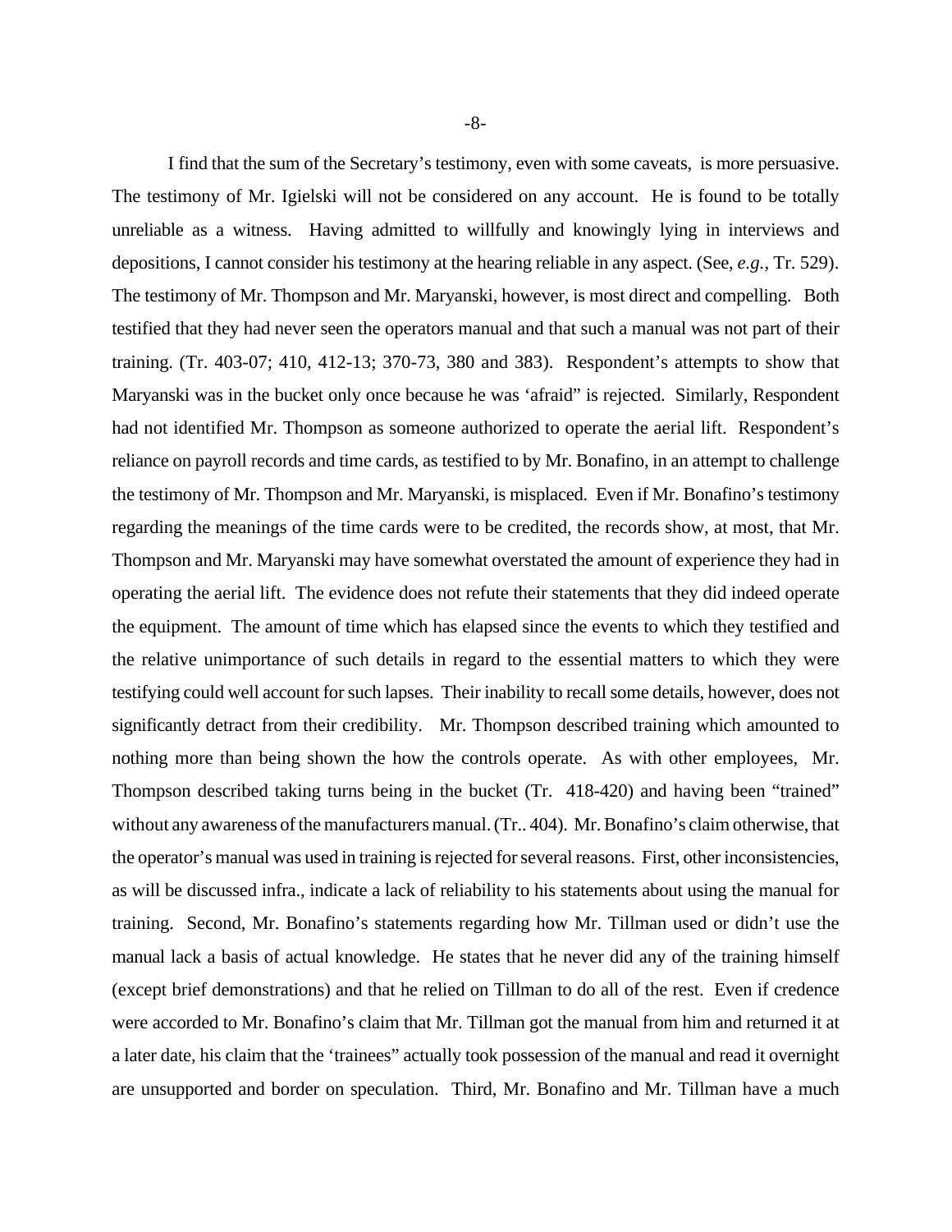I find that the sum of the Secretary's testimony, even with some caveats, is more persuasive. The testimony of Mr. Igielski will not be considered on any account. He is found to be totally unreliable as a witness. Having admitted to willfully and knowingly lying in interviews and depositions, I cannot consider his testimony at the hearing reliable in any aspect. (See, *e.g.,* Tr. 529). The testimony of Mr. Thompson and Mr. Maryanski, however, is most direct and compelling. Both testified that they had never seen the operators manual and that such a manual was not part of their training. (Tr. 403-07; 410, 412-13; 370-73, 380 and 383). Respondent's attempts to show that Maryanski was in the bucket only once because he was 'afraid" is rejected. Similarly, Respondent had not identified Mr. Thompson as someone authorized to operate the aerial lift. Respondent's reliance on payroll records and time cards, as testified to by Mr. Bonafino, in an attempt to challenge the testimony of Mr. Thompson and Mr. Maryanski, is misplaced. Even if Mr. Bonafino's testimony regarding the meanings of the time cards were to be credited, the records show, at most, that Mr. Thompson and Mr. Maryanski may have somewhat overstated the amount of experience they had in operating the aerial lift. The evidence does not refute their statements that they did indeed operate the equipment. The amount of time which has elapsed since the events to which they testified and the relative unimportance of such details in regard to the essential matters to which they were testifying could well account for such lapses. Their inability to recall some details, however, does not significantly detract from their credibility. Mr. Thompson described training which amounted to nothing more than being shown the how the controls operate. As with other employees, Mr. Thompson described taking turns being in the bucket (Tr. 418-420) and having been "trained" without any awareness of the manufacturers manual. (Tr.. 404). Mr. Bonafino's claim otherwise, that the operator's manual was used in training is rejected for several reasons. First, other inconsistencies, as will be discussed infra., indicate a lack of reliability to his statements about using the manual for training. Second, Mr. Bonafino's statements regarding how Mr. Tillman used or didn't use the manual lack a basis of actual knowledge. He states that he never did any of the training himself (except brief demonstrations) and that he relied on Tillman to do all of the rest. Even if credence were accorded to Mr. Bonafino's claim that Mr. Tillman got the manual from him and returned it at a later date, his claim that the 'trainees" actually took possession of the manual and read it overnight are unsupported and border on speculation. Third, Mr. Bonafino and Mr. Tillman have a much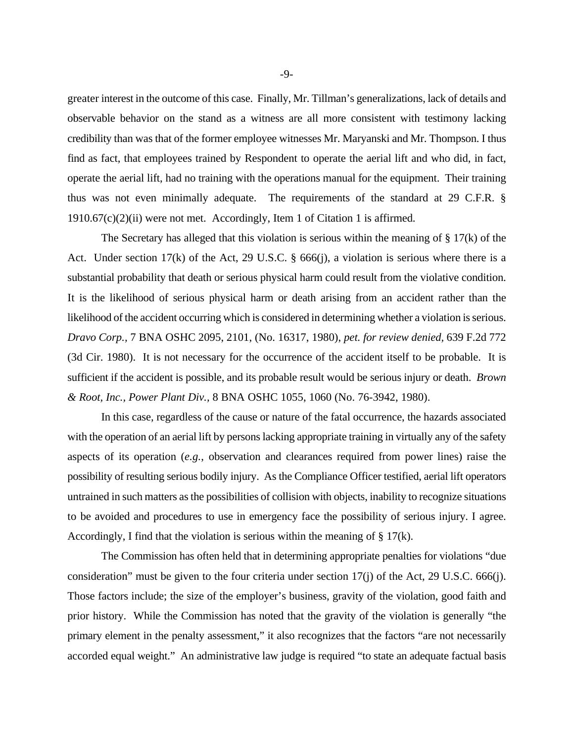greater interest in the outcome of this case. Finally, Mr. Tillman's generalizations, lack of details and observable behavior on the stand as a witness are all more consistent with testimony lacking credibility than was that of the former employee witnesses Mr. Maryanski and Mr. Thompson. I thus find as fact, that employees trained by Respondent to operate the aerial lift and who did, in fact, operate the aerial lift, had no training with the operations manual for the equipment. Their training thus was not even minimally adequate. The requirements of the standard at 29 C.F.R. § 1910.67(c)(2)(ii) were not met. Accordingly, Item 1 of Citation 1 is affirmed.

The Secretary has alleged that this violation is serious within the meaning of § 17(k) of the Act. Under section 17(k) of the Act, 29 U.S.C. § 666(j), a violation is serious where there is a substantial probability that death or serious physical harm could result from the violative condition. It is the likelihood of serious physical harm or death arising from an accident rather than the likelihood of the accident occurring which is considered in determining whether a violation is serious. *Dravo Corp.,* 7 BNA OSHC 2095, 2101, (No. 16317, 1980), *pet. for review denied,* 639 F.2d 772 (3d Cir. 1980). It is not necessary for the occurrence of the accident itself to be probable. It is sufficient if the accident is possible, and its probable result would be serious injury or death. *Brown & Root, Inc., Power Plant Div.,* 8 BNA OSHC 1055, 1060 (No. 76-3942, 1980).

In this case, regardless of the cause or nature of the fatal occurrence, the hazards associated with the operation of an aerial lift by persons lacking appropriate training in virtually any of the safety aspects of its operation (*e.g.,* observation and clearances required from power lines) raise the possibility of resulting serious bodily injury. As the Compliance Officer testified, aerial lift operators untrained in such matters as the possibilities of collision with objects, inability to recognize situations to be avoided and procedures to use in emergency face the possibility of serious injury. I agree. Accordingly, I find that the violation is serious within the meaning of § 17(k).

The Commission has often held that in determining appropriate penalties for violations "due consideration" must be given to the four criteria under section 17(j) of the Act, 29 U.S.C. 666(j). Those factors include; the size of the employer's business, gravity of the violation, good faith and prior history. While the Commission has noted that the gravity of the violation is generally "the primary element in the penalty assessment," it also recognizes that the factors "are not necessarily accorded equal weight." An administrative law judge is required "to state an adequate factual basis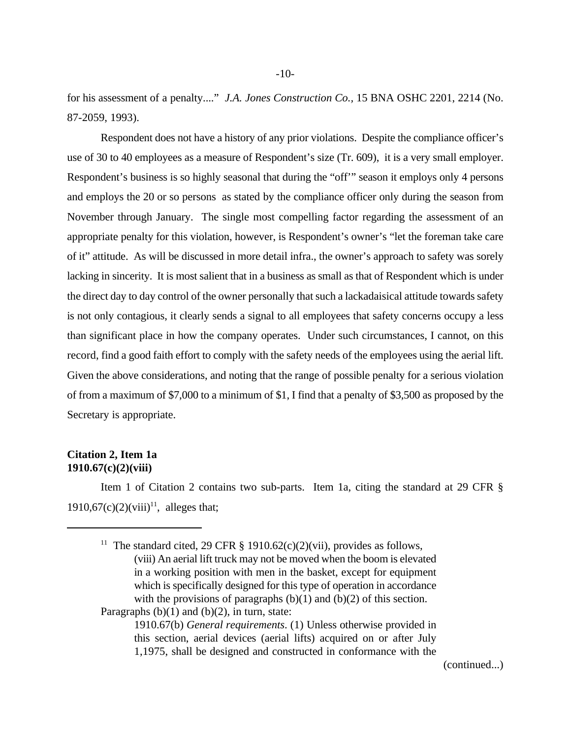for his assessment of a penalty...." *J.A. Jones Construction Co.*, 15 BNA OSHC 2201, 2214 (No. 87-2059, 1993).

Respondent does not have a history of any prior violations. Despite the compliance officer's use of 30 to 40 employees as a measure of Respondent's size (Tr. 609), it is a very small employer. Respondent's business is so highly seasonal that during the "off'" season it employs only 4 persons and employs the 20 or so persons as stated by the compliance officer only during the season from November through January. The single most compelling factor regarding the assessment of an appropriate penalty for this violation, however, is Respondent's owner's "let the foreman take care of it" attitude. As will be discussed in more detail infra., the owner's approach to safety was sorely lacking in sincerity. It is most salient that in a business as small as that of Respondent which is under the direct day to day control of the owner personally that such a lackadaisical attitude towards safety is not only contagious, it clearly sends a signal to all employees that safety concerns occupy a less than significant place in how the company operates. Under such circumstances, I cannot, on this record, find a good faith effort to comply with the safety needs of the employees using the aerial lift. Given the above considerations, and noting that the range of possible penalty for a serious violation of from a maximum of $7,000 to a minimum of $1, I find that a penalty of $3,500 as proposed by the Secretary is appropriate.

**Citation 2, Item 1a**
**1910.67(c)(2)(viii)**

Item 1 of Citation 2 contains two sub-parts. Item 1a, citing the standard at 29 CFR § 1910,67(c)(2)(viii)[11], alleges that;

---

[11] The standard cited, 29 CFR § 1910.62(c)(2)(vii), provides as follows,

> (viii) An aerial lift truck may not be moved when the boom is elevated in a working position with men in the basket, except for equipment which is specifically designed for this type of operation in accordance with the provisions of paragraphs (b)(1) and (b)(2) of this section.

Paragraphs (b)(1) and (b)(2), in turn, state:

> 1910.67(b) *General requirements*. (1) Unless otherwise provided in this section, aerial devices (aerial lifts) acquired on or after July 1,1975, shall be designed and constructed in conformance with the

(continued...)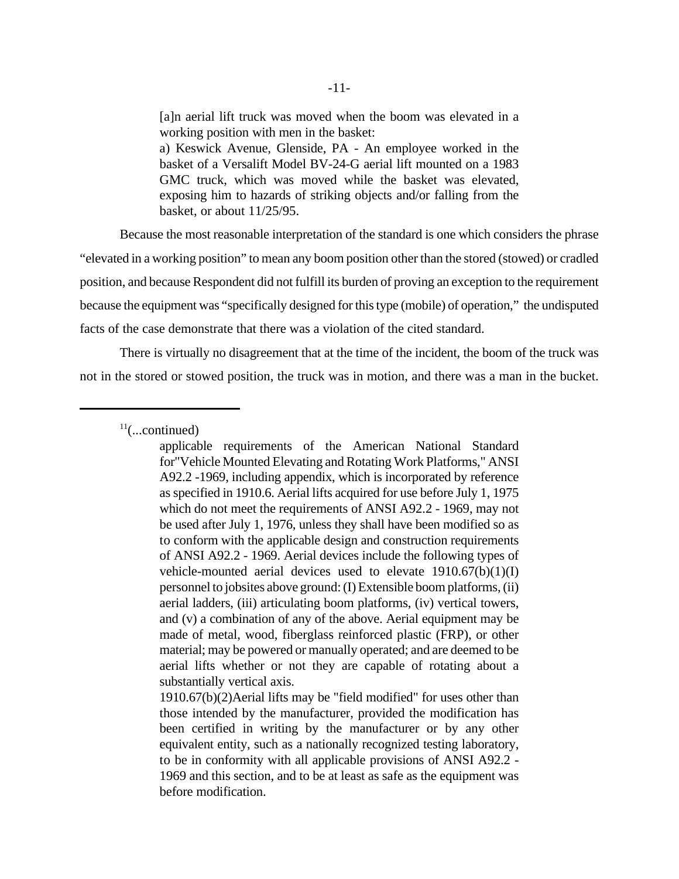> [a]n aerial lift truck was moved when the boom was elevated in a working position with men in the basket:
>
> a) Keswick Avenue, Glenside, PA - An employee worked in the basket of a Versalift Model BV-24-G aerial lift mounted on a 1983 GMC truck, which was moved while the basket was elevated, exposing him to hazards of striking objects and/or falling from the basket, or about 11/25/95.

Because the most reasonable interpretation of the standard is one which considers the phrase "elevated in a working position" to mean any boom position other than the stored (stowed) or cradled position, and because Respondent did not fulfill its burden of proving an exception to the requirement because the equipment was "specifically designed for this type (mobile) of operation," the undisputed facts of the case demonstrate that there was a violation of the cited standard.

There is virtually no disagreement that at the time of the incident, the boom of the truck was not in the stored or stowed position, the truck was in motion, and there was a man in the bucket.

---

[11](...continued)

> applicable requirements of the American National Standard for"Vehicle Mounted Elevating and Rotating Work Platforms," ANSI A92.2 -1969, including appendix, which is incorporated by reference as specified in 1910.6. Aerial lifts acquired for use before July 1, 1975 which do not meet the requirements of ANSI A92.2 - 1969, may not be used after July 1, 1976, unless they shall have been modified so as to conform with the applicable design and construction requirements of ANSI A92.2 - 1969. Aerial devices include the following types of vehicle-mounted aerial devices used to elevate 1910.67(b)(1)(I) personnel to jobsites above ground: (I) Extensible boom platforms, (ii) aerial ladders, (iii) articulating boom platforms, (iv) vertical towers, and (v) a combination of any of the above. Aerial equipment may be made of metal, wood, fiberglass reinforced plastic (FRP), or other material; may be powered or manually operated; and are deemed to be aerial lifts whether or not they are capable of rotating about a substantially vertical axis.
>
> 1910.67(b)(2)Aerial lifts may be "field modified" for uses other than those intended by the manufacturer, provided the modification has been certified in writing by the manufacturer or by any other equivalent entity, such as a nationally recognized testing laboratory, to be in conformity with all applicable provisions of ANSI A92.2 - 1969 and this section, and to be at least as safe as the equipment was before modification.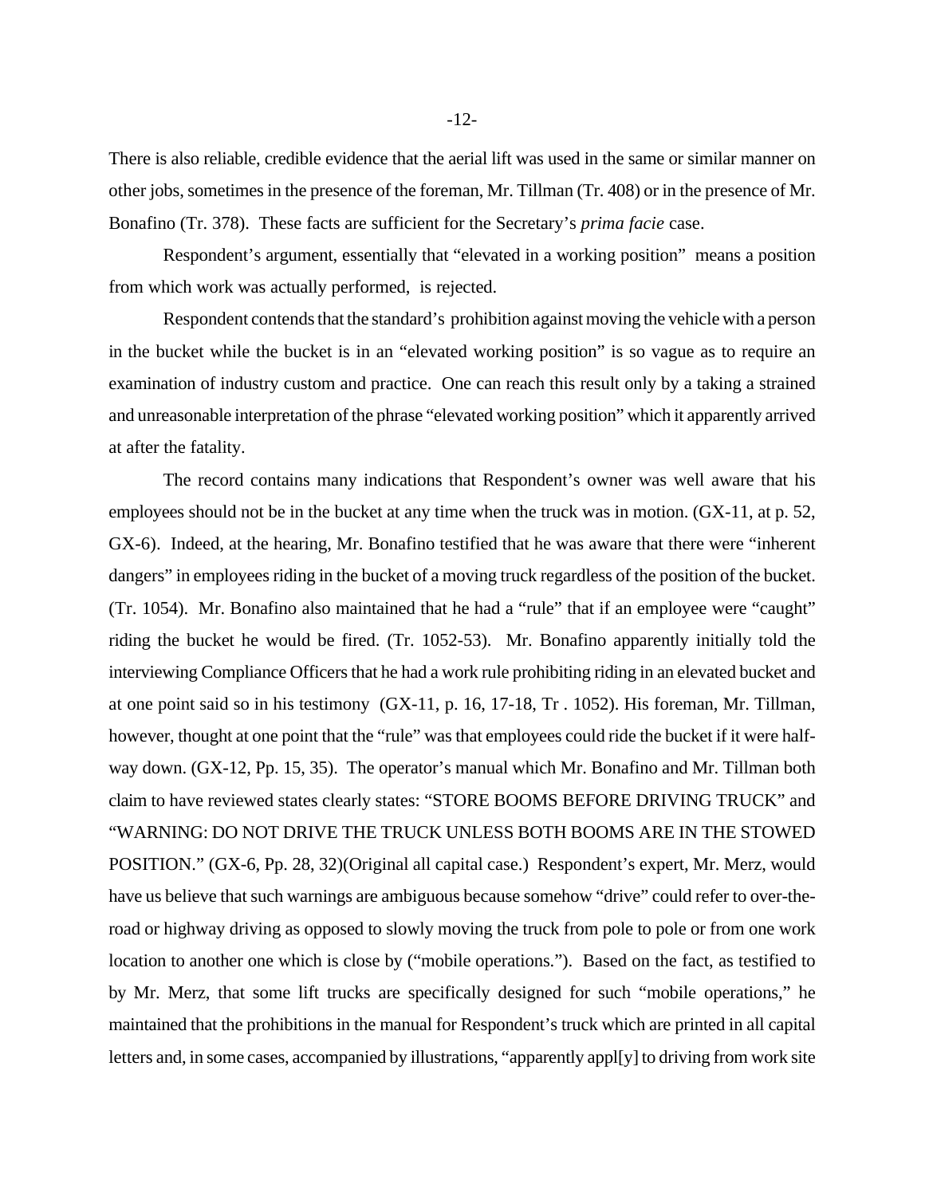There is also reliable, credible evidence that the aerial lift was used in the same or similar manner on other jobs, sometimes in the presence of the foreman, Mr. Tillman (Tr. 408) or in the presence of Mr. Bonafino (Tr. 378). These facts are sufficient for the Secretary's *prima facie* case.

Respondent's argument, essentially that "elevated in a working position" means a position from which work was actually performed, is rejected.

Respondent contends that the standard's prohibition against moving the vehicle with a person in the bucket while the bucket is in an "elevated working position" is so vague as to require an examination of industry custom and practice. One can reach this result only by a taking a strained and unreasonable interpretation of the phrase "elevated working position" which it apparently arrived at after the fatality.

The record contains many indications that Respondent's owner was well aware that his employees should not be in the bucket at any time when the truck was in motion. (GX-11, at p. 52, GX-6). Indeed, at the hearing, Mr. Bonafino testified that he was aware that there were "inherent dangers" in employees riding in the bucket of a moving truck regardless of the position of the bucket. (Tr. 1054). Mr. Bonafino also maintained that he had a "rule" that if an employee were "caught" riding the bucket he would be fired. (Tr. 1052-53). Mr. Bonafino apparently initially told the interviewing Compliance Officers that he had a work rule prohibiting riding in an elevated bucket and at one point said so in his testimony (GX-11, p. 16, 17-18, Tr . 1052). His foreman, Mr. Tillman, however, thought at one point that the "rule" was that employees could ride the bucket if it were half-way down. (GX-12, Pp. 15, 35). The operator's manual which Mr. Bonafino and Mr. Tillman both claim to have reviewed states clearly states: "STORE BOOMS BEFORE DRIVING TRUCK" and "WARNING: DO NOT DRIVE THE TRUCK UNLESS BOTH BOOMS ARE IN THE STOWED POSITION." (GX-6, Pp. 28, 32)(Original all capital case.) Respondent's expert, Mr. Merz, would have us believe that such warnings are ambiguous because somehow "drive" could refer to over-the-road or highway driving as opposed to slowly moving the truck from pole to pole or from one work location to another one which is close by ("mobile operations."). Based on the fact, as testified to by Mr. Merz, that some lift trucks are specifically designed for such "mobile operations," he maintained that the prohibitions in the manual for Respondent's truck which are printed in all capital letters and, in some cases, accompanied by illustrations, "apparently appl[y] to driving from work site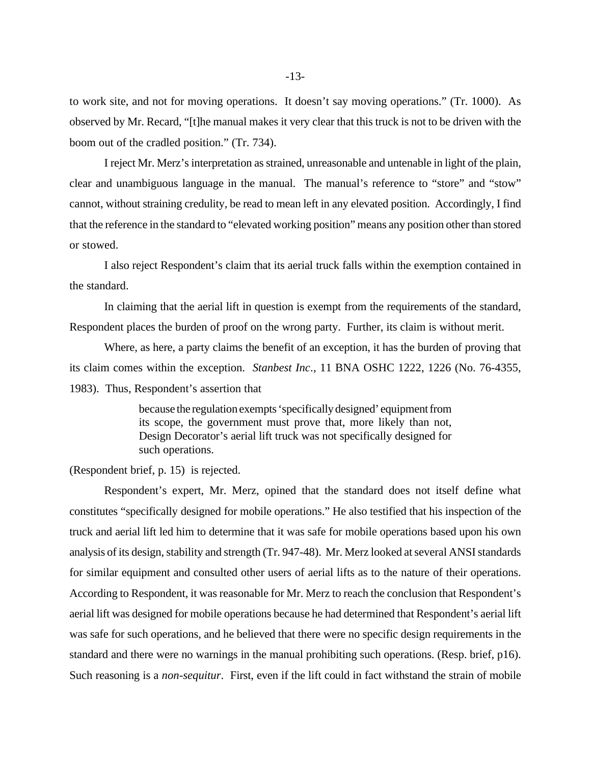to work site, and not for moving operations. It doesn't say moving operations." (Tr. 1000). As observed by Mr. Recard, "[t]he manual makes it very clear that this truck is not to be driven with the boom out of the cradled position." (Tr. 734).

I reject Mr. Merz's interpretation as strained, unreasonable and untenable in light of the plain, clear and unambiguous language in the manual. The manual's reference to "store" and "stow" cannot, without straining credulity, be read to mean left in any elevated position. Accordingly, I find that the reference in the standard to "elevated working position" means any position other than stored or stowed.

I also reject Respondent's claim that its aerial truck falls within the exemption contained in the standard.

In claiming that the aerial lift in question is exempt from the requirements of the standard, Respondent places the burden of proof on the wrong party. Further, its claim is without merit.

Where, as here, a party claims the benefit of an exception, it has the burden of proving that its claim comes within the exception. *Stanbest Inc*., 11 BNA OSHC 1222, 1226 (No. 76-4355, 1983). Thus, Respondent's assertion that

> because the regulation exempts 'specifically designed' equipment from its scope, the government must prove that, more likely than not, Design Decorator's aerial lift truck was not specifically designed for such operations.

(Respondent brief, p. 15) is rejected.

Respondent's expert, Mr. Merz, opined that the standard does not itself define what constitutes "specifically designed for mobile operations." He also testified that his inspection of the truck and aerial lift led him to determine that it was safe for mobile operations based upon his own analysis of its design, stability and strength (Tr. 947-48). Mr. Merz looked at several ANSI standards for similar equipment and consulted other users of aerial lifts as to the nature of their operations. According to Respondent, it was reasonable for Mr. Merz to reach the conclusion that Respondent's aerial lift was designed for mobile operations because he had determined that Respondent's aerial lift was safe for such operations, and he believed that there were no specific design requirements in the standard and there were no warnings in the manual prohibiting such operations. (Resp. brief, p16). Such reasoning is a *non-sequitur*. First, even if the lift could in fact withstand the strain of mobile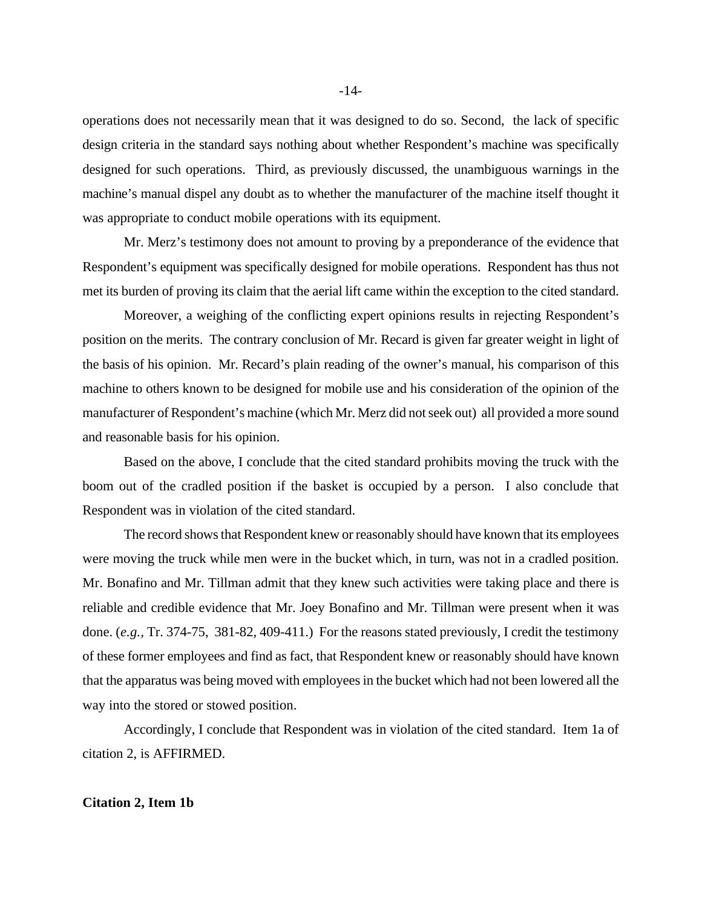operations does not necessarily mean that it was designed to do so. Second, the lack of specific design criteria in the standard says nothing about whether Respondent's machine was specifically designed for such operations. Third, as previously discussed, the unambiguous warnings in the machine's manual dispel any doubt as to whether the manufacturer of the machine itself thought it was appropriate to conduct mobile operations with its equipment.

Mr. Merz's testimony does not amount to proving by a preponderance of the evidence that Respondent's equipment was specifically designed for mobile operations. Respondent has thus not met its burden of proving its claim that the aerial lift came within the exception to the cited standard.

Moreover, a weighing of the conflicting expert opinions results in rejecting Respondent's position on the merits. The contrary conclusion of Mr. Recard is given far greater weight in light of the basis of his opinion. Mr. Recard's plain reading of the owner's manual, his comparison of this machine to others known to be designed for mobile use and his consideration of the opinion of the manufacturer of Respondent's machine (which Mr. Merz did not seek out) all provided a more sound and reasonable basis for his opinion.

Based on the above, I conclude that the cited standard prohibits moving the truck with the boom out of the cradled position if the basket is occupied by a person. I also conclude that Respondent was in violation of the cited standard.

The record shows that Respondent knew or reasonably should have known that its employees were moving the truck while men were in the bucket which, in turn, was not in a cradled position. Mr. Bonafino and Mr. Tillman admit that they knew such activities were taking place and there is reliable and credible evidence that Mr. Joey Bonafino and Mr. Tillman were present when it was done. (*e.g.*, Tr. 374-75, 381-82, 409-411.) For the reasons stated previously, I credit the testimony of these former employees and find as fact, that Respondent knew or reasonably should have known that the apparatus was being moved with employees in the bucket which had not been lowered all the way into the stored or stowed position.

Accordingly, I conclude that Respondent was in violation of the cited standard. Item 1a of citation 2, is AFFIRMED.

**Citation 2, Item 1b**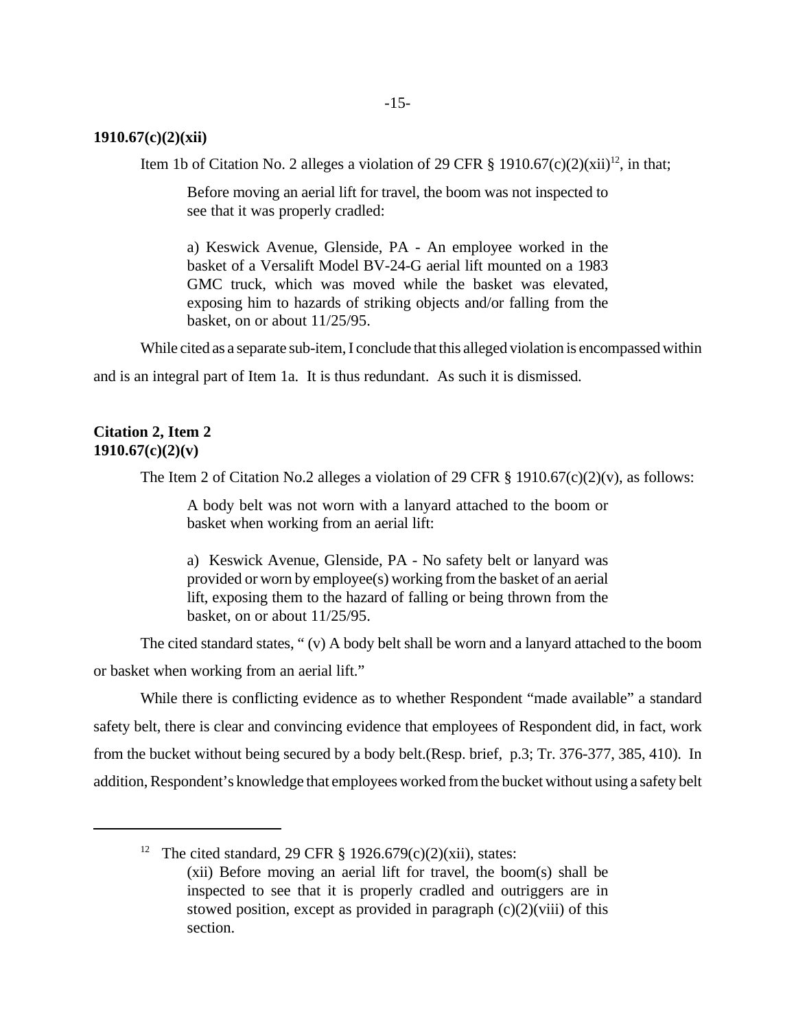**1910.67(c)(2)(xii)**

Item 1b of Citation No. 2 alleges a violation of 29 CFR § 1910.67(c)(2)(xii)[12], in that;

> Before moving an aerial lift for travel, the boom was not inspected to see that it was properly cradled:
>
> a) Keswick Avenue, Glenside, PA - An employee worked in the basket of a Versalift Model BV-24-G aerial lift mounted on a 1983 GMC truck, which was moved while the basket was elevated, exposing him to hazards of striking objects and/or falling from the basket, on or about 11/25/95.

While cited as a separate sub-item, I conclude that this alleged violation is encompassed within and is an integral part of Item 1a. It is thus redundant. As such it is dismissed.

**Citation 2, Item 2**
**1910.67(c)(2)(v)**

The Item 2 of Citation No.2 alleges a violation of 29 CFR § 1910.67(c)(2)(v), as follows:

> A body belt was not worn with a lanyard attached to the boom or basket when working from an aerial lift:
>
> a) Keswick Avenue, Glenside, PA - No safety belt or lanyard was provided or worn by employee(s) working from the basket of an aerial lift, exposing them to the hazard of falling or being thrown from the basket, on or about 11/25/95.

The cited standard states, " (v) A body belt shall be worn and a lanyard attached to the boom or basket when working from an aerial lift."

While there is conflicting evidence as to whether Respondent "made available" a standard safety belt, there is clear and convincing evidence that employees of Respondent did, in fact, work from the bucket without being secured by a body belt.(Resp. brief, p.3; Tr. 376-377, 385, 410). In addition, Respondent's knowledge that employees worked from the bucket without using a safety belt

---

[12] The cited standard, 29 CFR § 1926.679(c)(2)(xii), states:

> (xii) Before moving an aerial lift for travel, the boom(s) shall be inspected to see that it is properly cradled and outriggers are in stowed position, except as provided in paragraph (c)(2)(viii) of this section.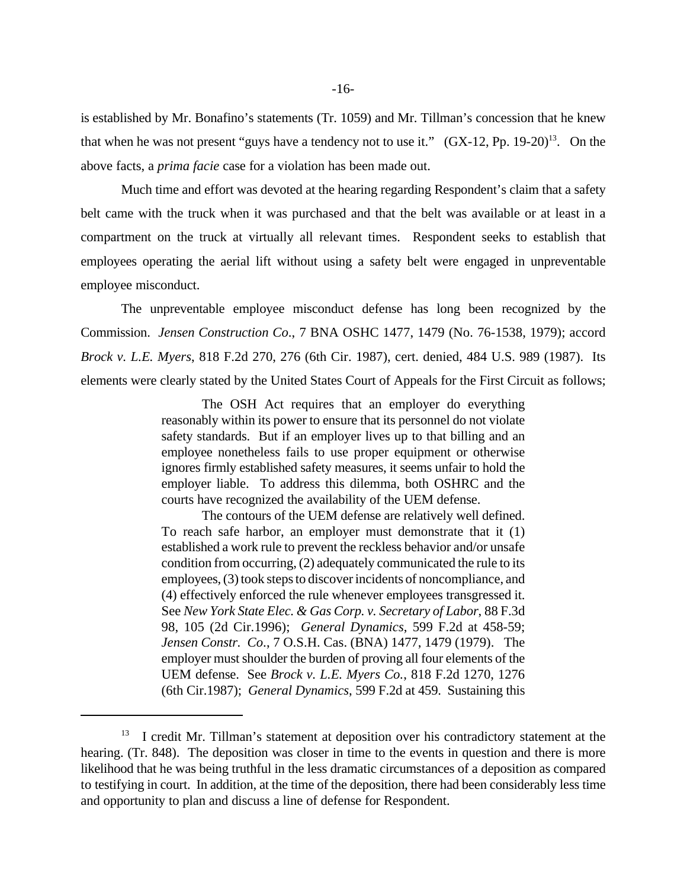is established by Mr. Bonafino's statements (Tr. 1059) and Mr. Tillman's concession that he knew that when he was not present "guys have a tendency not to use it." (GX-12, Pp. 19-20)[13]. On the above facts, a *prima facie* case for a violation has been made out.

Much time and effort was devoted at the hearing regarding Respondent's claim that a safety belt came with the truck when it was purchased and that the belt was available or at least in a compartment on the truck at virtually all relevant times. Respondent seeks to establish that employees operating the aerial lift without using a safety belt were engaged in unpreventable employee misconduct.

The unpreventable employee misconduct defense has long been recognized by the Commission. *Jensen Construction Co*., 7 BNA OSHC 1477, 1479 (No. 76-1538, 1979); accord *Brock v. L.E. Myers*, 818 F.2d 270, 276 (6th Cir. 1987), cert. denied, 484 U.S. 989 (1987). Its elements were clearly stated by the United States Court of Appeals for the First Circuit as follows;

> The OSH Act requires that an employer do everything reasonably within its power to ensure that its personnel do not violate safety standards. But if an employer lives up to that billing and an employee nonetheless fails to use proper equipment or otherwise ignores firmly established safety measures, it seems unfair to hold the employer liable. To address this dilemma, both OSHRC and the courts have recognized the availability of the UEM defense.
>
> The contours of the UEM defense are relatively well defined. To reach safe harbor, an employer must demonstrate that it (1) established a work rule to prevent the reckless behavior and/or unsafe condition from occurring, (2) adequately communicated the rule to its employees, (3) took steps to discover incidents of noncompliance, and (4) effectively enforced the rule whenever employees transgressed it. See *New York State Elec. & Gas Corp. v. Secretary of Labor*, 88 F.3d 98, 105 (2d Cir.1996); *General Dynamics*, 599 F.2d at 458-59; *Jensen Constr. Co*., 7 O.S.H. Cas. (BNA) 1477, 1479 (1979). The employer must shoulder the burden of proving all four elements of the UEM defense. See *Brock v. L.E. Myers Co.*, 818 F.2d 1270, 1276 (6th Cir.1987); *General Dynamics*, 599 F.2d at 459. Sustaining this

[13] I credit Mr. Tillman's statement at deposition over his contradictory statement at the hearing. (Tr. 848). The deposition was closer in time to the events in question and there is more likelihood that he was being truthful in the less dramatic circumstances of a deposition as compared to testifying in court. In addition, at the time of the deposition, there had been considerably less time and opportunity to plan and discuss a line of defense for Respondent.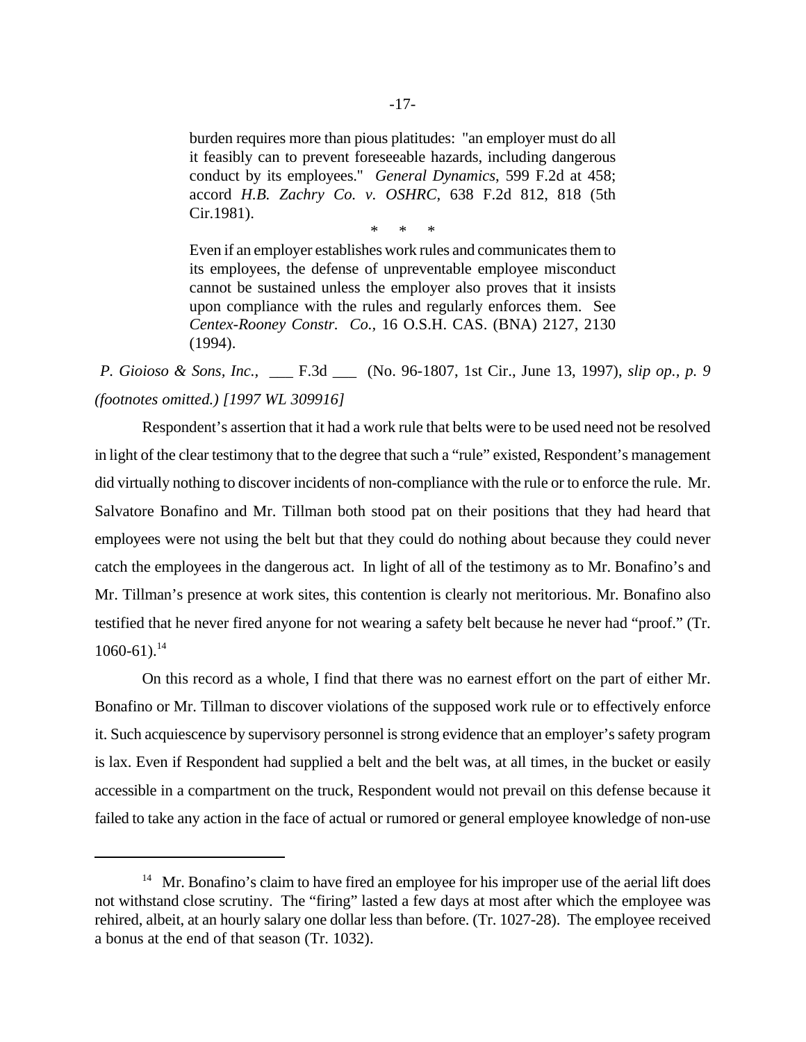> burden requires more than pious platitudes: "an employer must do all it feasibly can to prevent foreseeable hazards, including dangerous conduct by its employees." *General Dynamics*, 599 F.2d at 458; accord *H.B. Zachry Co. v. OSHRC*, 638 F.2d 812, 818 (5th Cir.1981).
>
> \* \* \*
>
> Even if an employer establishes work rules and communicates them to its employees, the defense of unpreventable employee misconduct cannot be sustained unless the employer also proves that it insists upon compliance with the rules and regularly enforces them. See *Centex-Rooney Constr. Co.*, 16 O.S.H. CAS. (BNA) 2127, 2130 (1994).

*P. Gioioso & Sons, Inc.*, ___ F.3d ___ (No. 96-1807, 1st Cir., June 13, 1997), *slip op., p. 9 (footnotes omitted.) [1997 WL 309916]*

Respondent's assertion that it had a work rule that belts were to be used need not be resolved in light of the clear testimony that to the degree that such a "rule" existed, Respondent's management did virtually nothing to discover incidents of non-compliance with the rule or to enforce the rule. Mr. Salvatore Bonafino and Mr. Tillman both stood pat on their positions that they had heard that employees were not using the belt but that they could do nothing about because they could never catch the employees in the dangerous act. In light of all of the testimony as to Mr. Bonafino's and Mr. Tillman's presence at work sites, this contention is clearly not meritorious. Mr. Bonafino also testified that he never fired anyone for not wearing a safety belt because he never had "proof." (Tr. 1060-61).[14]

On this record as a whole, I find that there was no earnest effort on the part of either Mr. Bonafino or Mr. Tillman to discover violations of the supposed work rule or to effectively enforce it. Such acquiescence by supervisory personnel is strong evidence that an employer's safety program is lax. Even if Respondent had supplied a belt and the belt was, at all times, in the bucket or easily accessible in a compartment on the truck, Respondent would not prevail on this defense because it failed to take any action in the face of actual or rumored or general employee knowledge of non-use

---

[14] Mr. Bonafino's claim to have fired an employee for his improper use of the aerial lift does not withstand close scrutiny. The "firing" lasted a few days at most after which the employee was rehired, albeit, at an hourly salary one dollar less than before. (Tr. 1027-28). The employee received a bonus at the end of that season (Tr. 1032).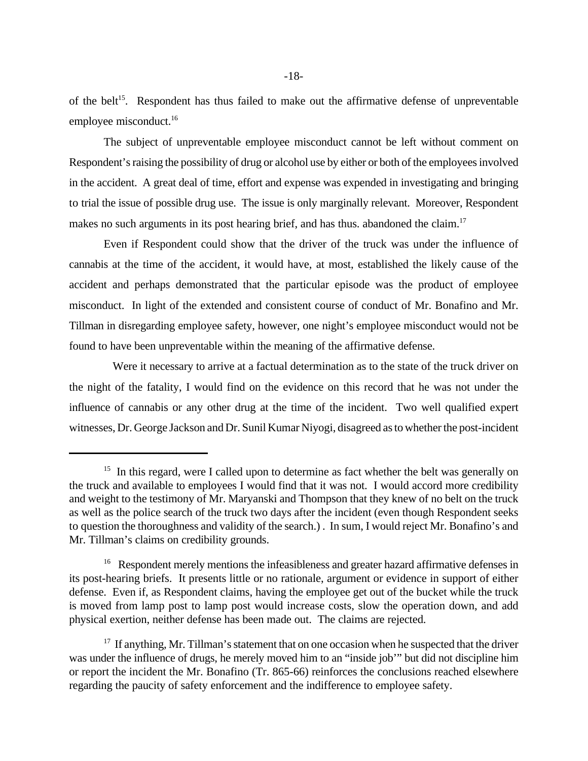of the belt[15]. Respondent has thus failed to make out the affirmative defense of unpreventable employee misconduct.[16]

The subject of unpreventable employee misconduct cannot be left without comment on Respondent's raising the possibility of drug or alcohol use by either or both of the employees involved in the accident. A great deal of time, effort and expense was expended in investigating and bringing to trial the issue of possible drug use. The issue is only marginally relevant. Moreover, Respondent makes no such arguments in its post hearing brief, and has thus. abandoned the claim.[17]

Even if Respondent could show that the driver of the truck was under the influence of cannabis at the time of the accident, it would have, at most, established the likely cause of the accident and perhaps demonstrated that the particular episode was the product of employee misconduct. In light of the extended and consistent course of conduct of Mr. Bonafino and Mr. Tillman in disregarding employee safety, however, one night's employee misconduct would not be found to have been unpreventable within the meaning of the affirmative defense.

Were it necessary to arrive at a factual determination as to the state of the truck driver on the night of the fatality, I would find on the evidence on this record that he was not under the influence of cannabis or any other drug at the time of the incident. Two well qualified expert witnesses, Dr. George Jackson and Dr. Sunil Kumar Niyogi, disagreed as to whether the post-incident

---

[15] In this regard, were I called upon to determine as fact whether the belt was generally on the truck and available to employees I would find that it was not. I would accord more credibility and weight to the testimony of Mr. Maryanski and Thompson that they knew of no belt on the truck as well as the police search of the truck two days after the incident (even though Respondent seeks to question the thoroughness and validity of the search.) . In sum, I would reject Mr. Bonafino's and Mr. Tillman's claims on credibility grounds.

[16] Respondent merely mentions the infeasibleness and greater hazard affirmative defenses in its post-hearing briefs. It presents little or no rationale, argument or evidence in support of either defense. Even if, as Respondent claims, having the employee get out of the bucket while the truck is moved from lamp post to lamp post would increase costs, slow the operation down, and add physical exertion, neither defense has been made out. The claims are rejected.

[17] If anything, Mr. Tillman's statement that on one occasion when he suspected that the driver was under the influence of drugs, he merely moved him to an "inside job'" but did not discipline him or report the incident the Mr. Bonafino (Tr. 865-66) reinforces the conclusions reached elsewhere regarding the paucity of safety enforcement and the indifference to employee safety.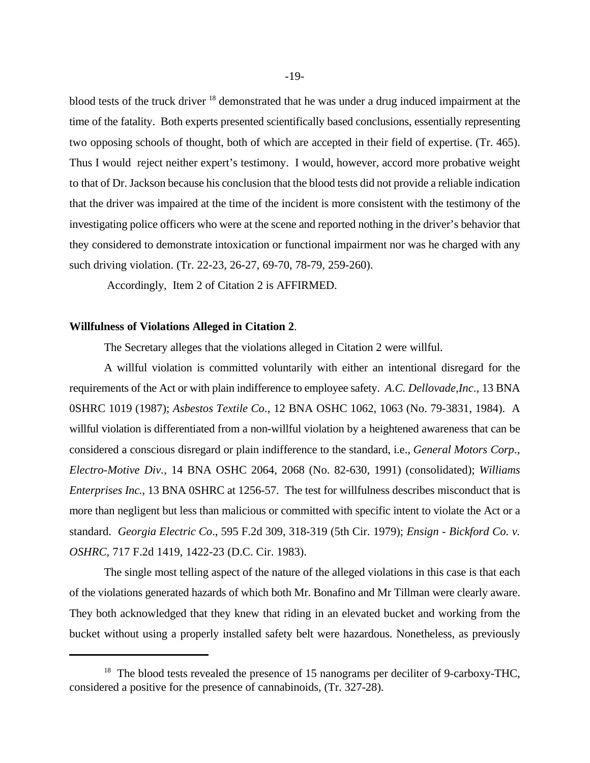blood tests of the truck driver [18] demonstrated that he was under a drug induced impairment at the time of the fatality. Both experts presented scientifically based conclusions, essentially representing two opposing schools of thought, both of which are accepted in their field of expertise. (Tr. 465). Thus I would reject neither expert's testimony. I would, however, accord more probative weight to that of Dr. Jackson because his conclusion that the blood tests did not provide a reliable indication that the driver was impaired at the time of the incident is more consistent with the testimony of the investigating police officers who were at the scene and reported nothing in the driver's behavior that they considered to demonstrate intoxication or functional impairment nor was he charged with any such driving violation. (Tr. 22-23, 26-27, 69-70, 78-79, 259-260).

Accordingly, Item 2 of Citation 2 is AFFIRMED.

**Willfulness of Violations Alleged in Citation 2**.

The Secretary alleges that the violations alleged in Citation 2 were willful.

A willful violation is committed voluntarily with either an intentional disregard for the requirements of the Act or with plain indifference to employee safety. *A.C. Dellovade,Inc*., 13 BNA 0SHRC 1019 (1987); *Asbestos Textile Co.*, 12 BNA OSHC 1062, 1063 (No. 79-3831, 1984). A willful violation is differentiated from a non-willful violation by a heightened awareness that can be considered a conscious disregard or plain indifference to the standard, i.e., *General Motors Corp*., *Electro-Motive Div.*, 14 BNA OSHC 2064, 2068 (No. 82-630, 1991) (consolidated); *Williams Enterprises Inc.*, 13 BNA 0SHRC at 1256-57. The test for willfulness describes misconduct that is more than negligent but less than malicious or committed with specific intent to violate the Act or a standard. *Georgia Electric Co*., 595 F.2d 309, 318-319 (5th Cir. 1979); *Ensign - Bickford Co. v. OSHRC*, 717 F.2d 1419, 1422-23 (D.C. Cir. 1983).

The single most telling aspect of the nature of the alleged violations in this case is that each of the violations generated hazards of which both Mr. Bonafino and Mr Tillman were clearly aware. They both acknowledged that they knew that riding in an elevated bucket and working from the bucket without using a properly installed safety belt were hazardous. Nonetheless, as previously

---

[18] The blood tests revealed the presence of 15 nanograms per deciliter of 9-carboxy-THC, considered a positive for the presence of cannabinoids, (Tr. 327-28).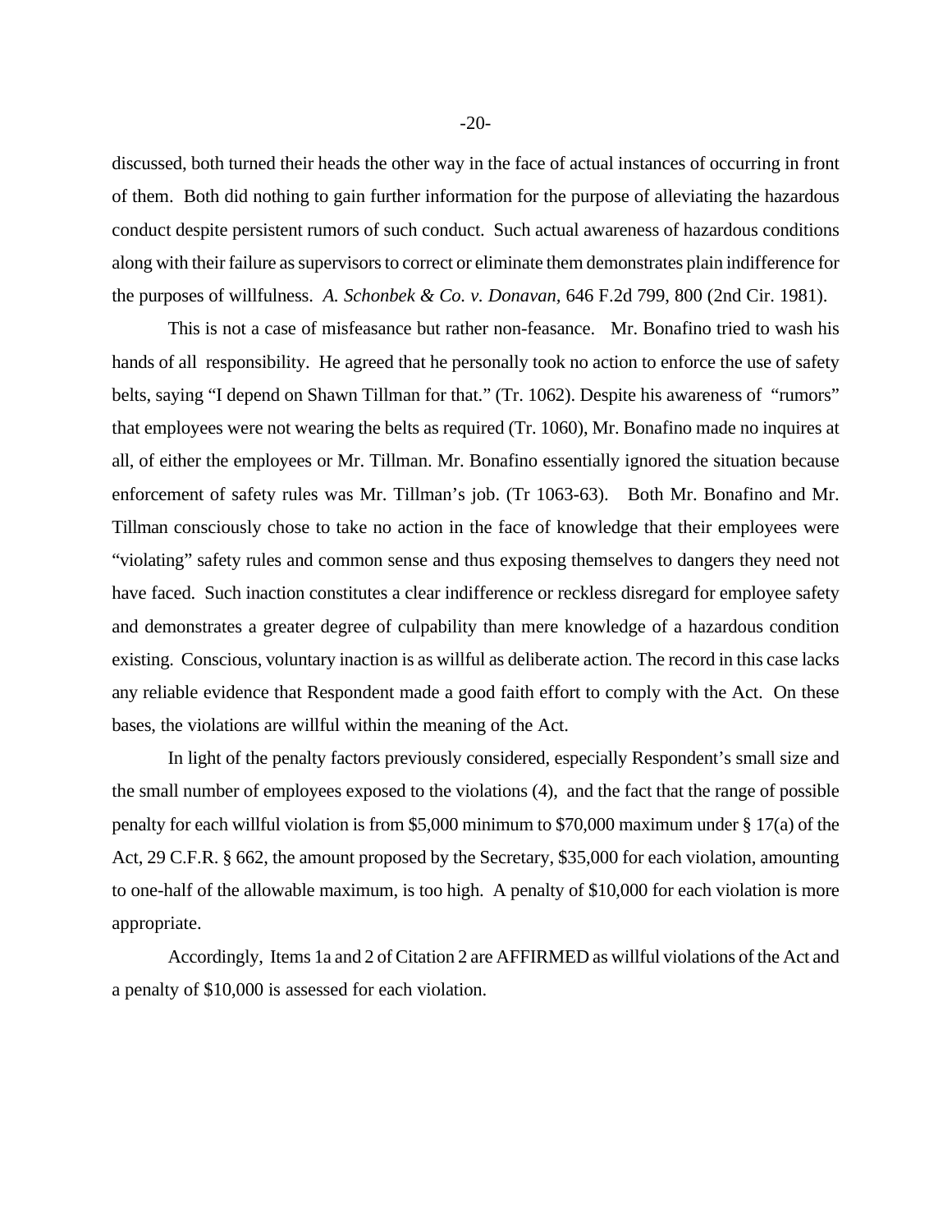discussed, both turned their heads the other way in the face of actual instances of occurring in front of them. Both did nothing to gain further information for the purpose of alleviating the hazardous conduct despite persistent rumors of such conduct. Such actual awareness of hazardous conditions along with their failure as supervisors to correct or eliminate them demonstrates plain indifference for the purposes of willfulness. *A. Schonbek & Co. v. Donavan,* 646 F.2d 799, 800 (2nd Cir. 1981).

This is not a case of misfeasance but rather non-feasance. Mr. Bonafino tried to wash his hands of all responsibility. He agreed that he personally took no action to enforce the use of safety belts, saying "I depend on Shawn Tillman for that." (Tr. 1062). Despite his awareness of "rumors" that employees were not wearing the belts as required (Tr. 1060), Mr. Bonafino made no inquires at all, of either the employees or Mr. Tillman. Mr. Bonafino essentially ignored the situation because enforcement of safety rules was Mr. Tillman's job. (Tr 1063-63). Both Mr. Bonafino and Mr. Tillman consciously chose to take no action in the face of knowledge that their employees were "violating" safety rules and common sense and thus exposing themselves to dangers they need not have faced. Such inaction constitutes a clear indifference or reckless disregard for employee safety and demonstrates a greater degree of culpability than mere knowledge of a hazardous condition existing. Conscious, voluntary inaction is as willful as deliberate action. The record in this case lacks any reliable evidence that Respondent made a good faith effort to comply with the Act. On these bases, the violations are willful within the meaning of the Act.

In light of the penalty factors previously considered, especially Respondent's small size and the small number of employees exposed to the violations (4), and the fact that the range of possible penalty for each willful violation is from $5,000 minimum to $70,000 maximum under § 17(a) of the Act, 29 C.F.R. § 662, the amount proposed by the Secretary, $35,000 for each violation, amounting to one-half of the allowable maximum, is too high. A penalty of $10,000 for each violation is more appropriate.

Accordingly, Items 1a and 2 of Citation 2 are AFFIRMED as willful violations of the Act and a penalty of $10,000 is assessed for each violation.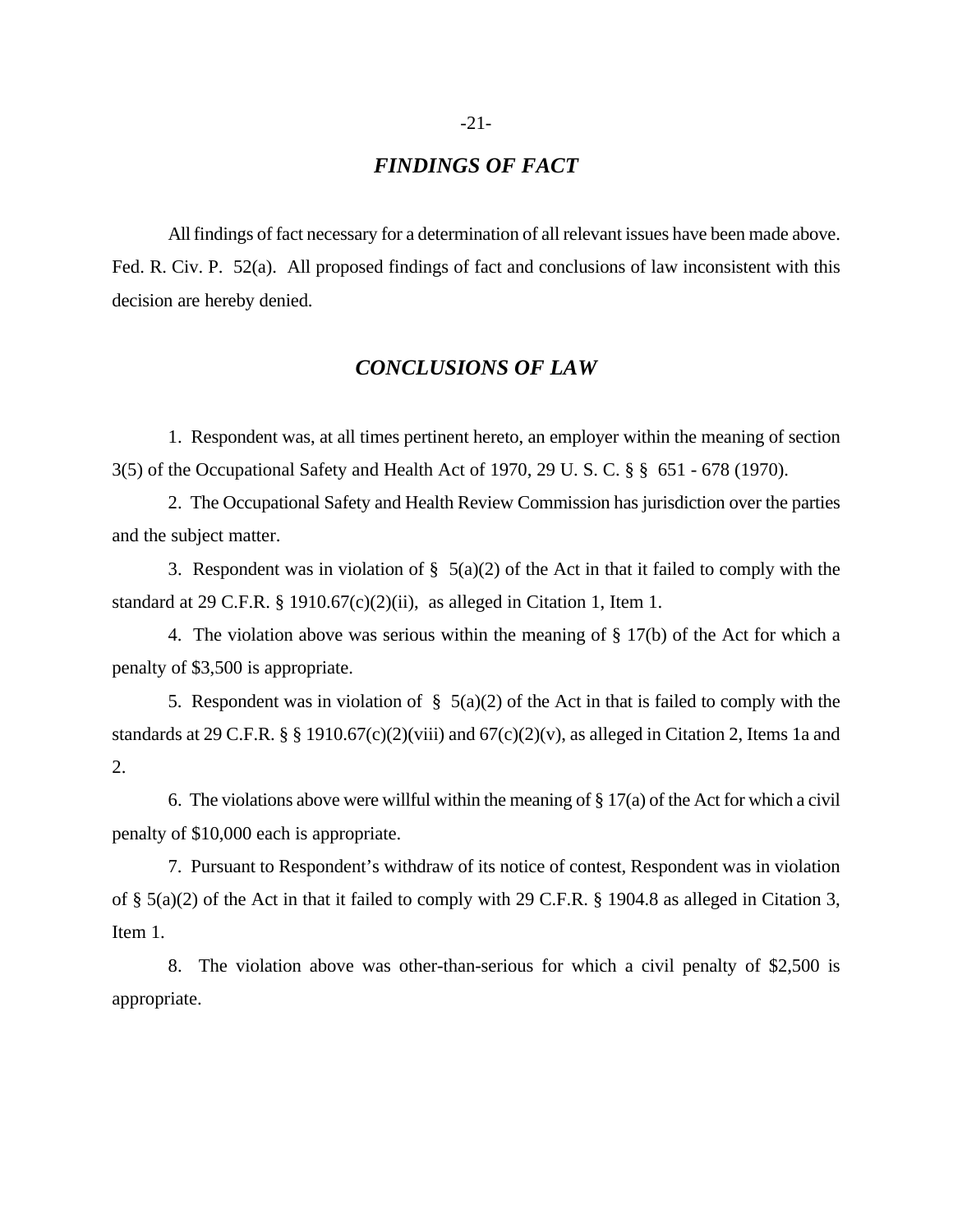## *FINDINGS OF FACT*

All findings of fact necessary for a determination of all relevant issues have been made above. Fed. R. Civ. P. 52(a). All proposed findings of fact and conclusions of law inconsistent with this decision are hereby denied.

## *CONCLUSIONS OF LAW*

1. Respondent was, at all times pertinent hereto, an employer within the meaning of section 3(5) of the Occupational Safety and Health Act of 1970, 29 U. S. C. § § 651 - 678 (1970).

2. The Occupational Safety and Health Review Commission has jurisdiction over the parties and the subject matter.

3. Respondent was in violation of § 5(a)(2) of the Act in that it failed to comply with the standard at 29 C.F.R. § 1910.67(c)(2)(ii), as alleged in Citation 1, Item 1.

4. The violation above was serious within the meaning of § 17(b) of the Act for which a penalty of $3,500 is appropriate.

5. Respondent was in violation of § 5(a)(2) of the Act in that is failed to comply with the standards at 29 C.F.R. § § 1910.67(c)(2)(viii) and 67(c)(2)(v), as alleged in Citation 2, Items 1a and 2.

6. The violations above were willful within the meaning of § 17(a) of the Act for which a civil penalty of $10,000 each is appropriate.

7. Pursuant to Respondent's withdraw of its notice of contest, Respondent was in violation of § 5(a)(2) of the Act in that it failed to comply with 29 C.F.R. § 1904.8 as alleged in Citation 3, Item 1.

8. The violation above was other-than-serious for which a civil penalty of $2,500 is appropriate.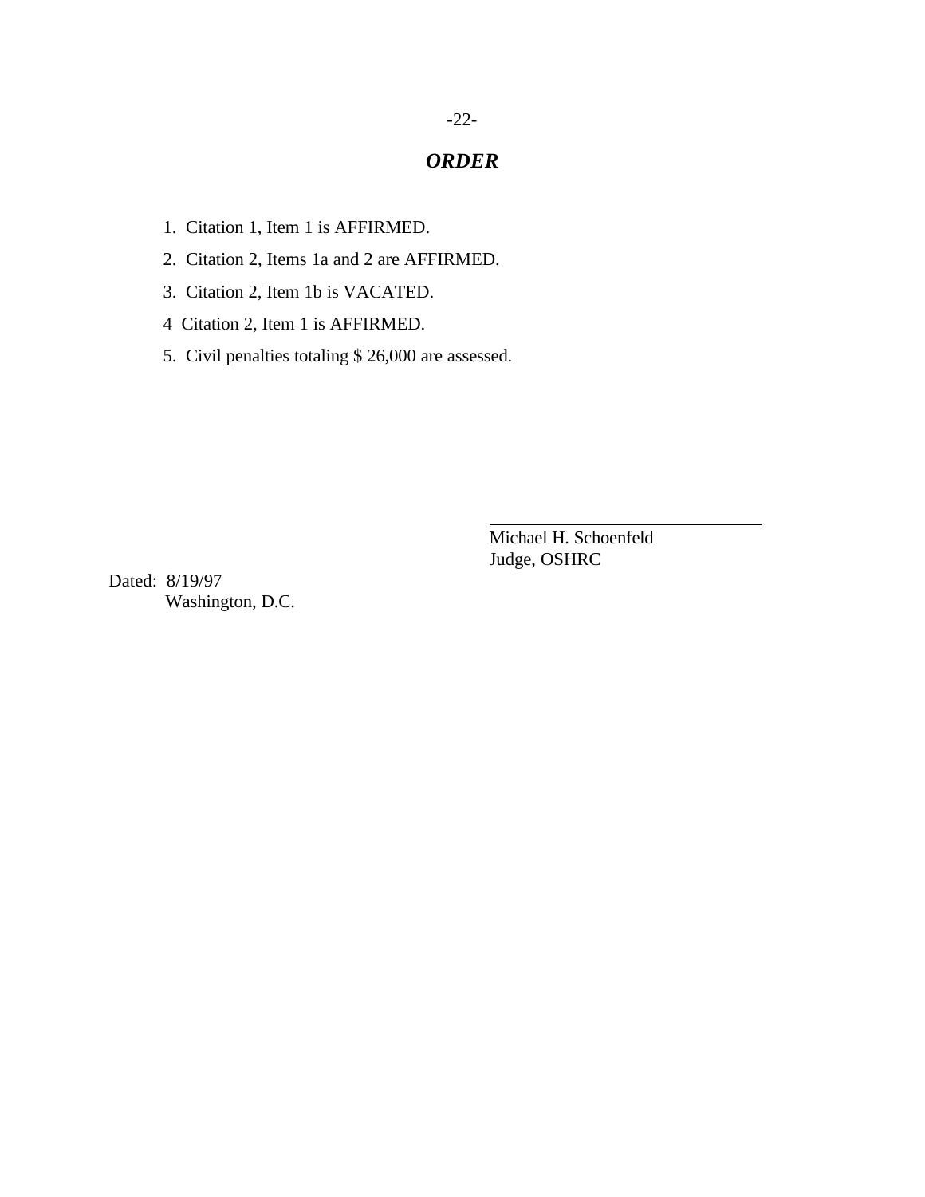## *ORDER*

1. Citation 1, Item 1 is AFFIRMED.
2. Citation 2, Items 1a and 2 are AFFIRMED.
3. Citation 2, Item 1b is VACATED.
4 Citation 2, Item 1 is AFFIRMED.
5. Civil penalties totaling $ 26,000 are assessed.

Michael H. Schoenfeld
Judge, OSHRC

Dated: 8/19/97
Washington, D.C.